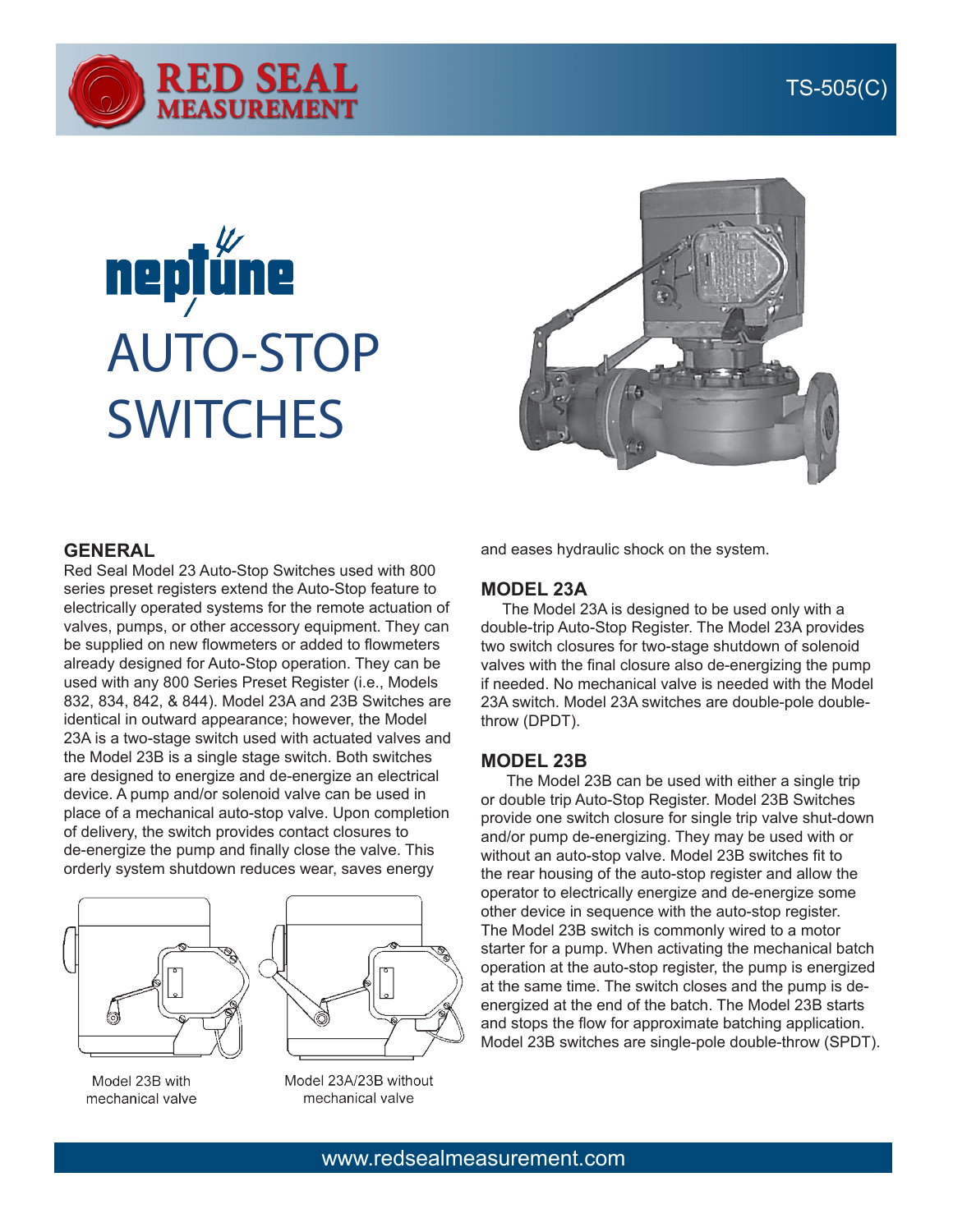# neptune AUTO-STOP SWITCHES

TS-505(C)

## GENERAL

Red Seal Model 23 Auto-Stop Switches used with 800 series preset registers extend the Auto-Stop feature to electrically operated systems for the remote actuation of valves, pumps, or other accessory equipment. They can be supplied on new flowmeters or added to flowmeters already designed for Auto-Stop operation. They can be used with any 800 Series Preset Register (i.e., Models 832, 834, 842, & 844). Model 23A and 23B Switches are identical in outward appearance; however, the Model 23A is a two-stage switch used with actuated valves and the Model 23B is a single stage switch. Both switches are designed to energize and de-energize an electrical device. A pump and/or solenoid valve can be used in place of a mechanical auto-stop valve. Upon completion of delivery, the switch provides contact closures to de-energize the pump and finally close the valve. This orderly system shutdown reduces wear, saves energy and eases hydraulic shock on the system.

Model 23B with mechanical valve

Model 23A/23B without mechanical valve

## MODEL 23A

The Model 23A is designed to be used only with a double-trip Auto-Stop Register. The Model 23A provides two switch closures for two-stage shutdown of solenoid valves with the final closure also de-energizing the pump if needed. No mechanical valve is needed with the Model 23A switch. Model 23A switches are double-pole double-throw (DPDT).

## MODEL 23B

The Model 23B can be used with either a single trip or double trip Auto-Stop Register. Model 23B Switches provide one switch closure for single trip valve shut-down and/or pump de-energizing. They may be used with or without an auto-stop valve. Model 23B switches fit to the rear housing of the auto-stop register and allow the operator to electrically energize and de-energize some other device in sequence with the auto-stop register. The Model 23B switch is commonly wired to a motor starter for a pump. When activating the mechanical batch operation at the auto-stop register, the pump is energized at the same time. The switch closes and the pump is de-energized at the end of the batch. The Model 23B starts and stops the flow for approximate batching application. Model 23B switches are single-pole double-throw (SPDT).

www.redsealmeasurement.com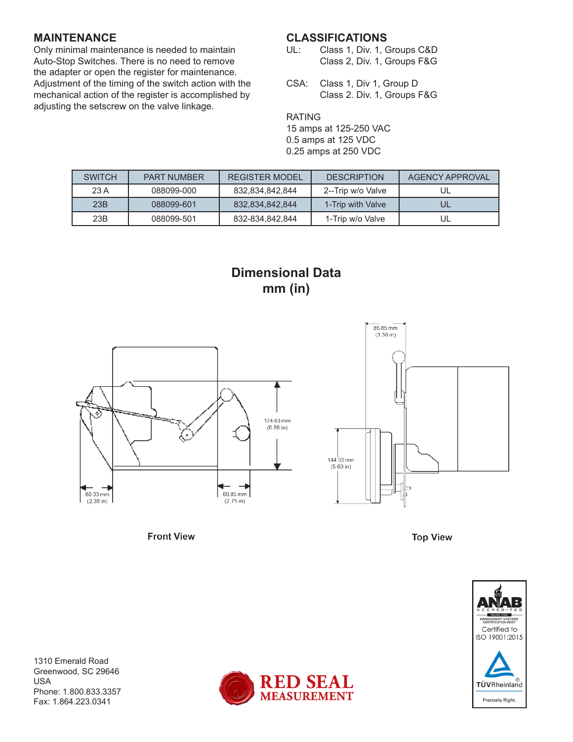## MAINTENANCE

Only minimal maintenance is needed to maintain Auto-Stop Switches. There is no need to remove the adapter or open the register for maintenance. Adjustment of the timing of the switch action with the mechanical action of the register is accomplished by adjusting the setscrew on the valve linkage.

## CLASSIFICATIONS

UL: Class 1, Div. 1, Groups C&D
Class 2, Div. 1, Groups F&G

CSA: Class 1, Div 1, Group D
Class 2. Div. 1, Groups F&G

RATING
15 amps at 125-250 VAC
0.5 amps at 125 VDC
0.25 amps at 250 VDC

| SWITCH | PART NUMBER | REGISTER MODEL | DESCRIPTION | AGENCY APPROVAL |
|---|---|---|---|---|
| 23 A | 088099-000 | 832,834,842,844 | 2--Trip w/o Valve | UL |
| 23B | 088099-601 | 832,834,842,844 | 1-Trip with Valve | UL |
| 23B | 088099-501 | 832-834,842,844 | 1-Trip w/o Valve | UL |

## Dimensional Data
## mm (in)

174.63 mm
(6.88 in)

60.33 mm
(2.38 in)

69.85 mm
(2.75 in)

Front View

85.85 mm
(3.38 in)

144.53 mm
(5.69 in)

Top View

1310 Emerald Road
Greenwood, SC 29646
USA
Phone: 1.800.833.3357
Fax: 1.864.223.0341

RED SEAL MEASUREMENT

ANAB ACCREDITED
ISO/IEC 17021
MANAGEMENT SYSTEMS CERTIFICATION BODY
Certified to ISO 19001:2015
TÜVRheinland®
Precisely Right.